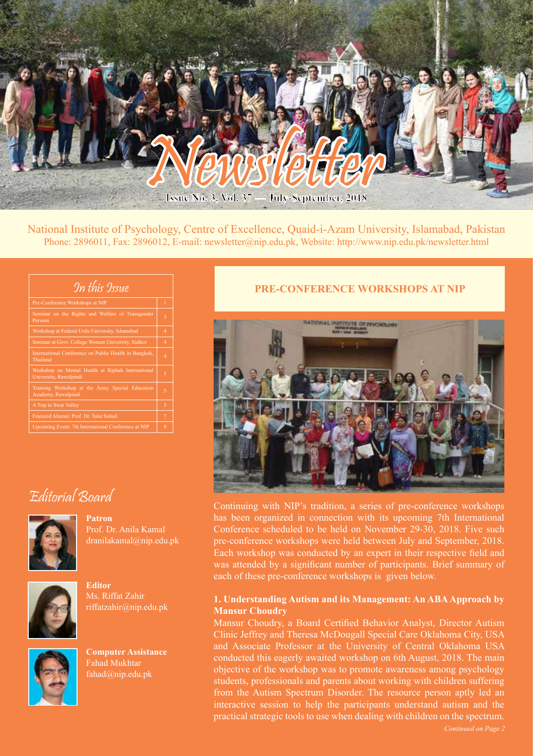# Newsletter

Issue No. 3, Vol. 37 — July-September, 2018

National Institute of Psychology, Centre of Excellence, Quaid-i-Azam University, Islamabad, Pakistan
Phone: 2896011, Fax: 2896012, E-mail: newsletter@nip.edu.pk, Website: http://www.nip.edu.pk/newsletter.html

## In this Issue

| Contents | Page |
|---|---|
| Pre-Conference Workshops at NIP | 1 |
| Seminar on the Rights and Welfare of Transgender Persons | 3 |
| Workshop at Federal Urdu University, Islamabad | 4 |
| Seminar at Govt. College Women University, Sialkot | 4 |
| International Conference on Public Health in Bangkok, Thailand | 4 |
| Workshop on Mental Health at Riphah International University, Rawalpindi | 5 |
| Training Workshop at the Army Special Education Academy, Rawalpindi | 5 |
| A Trip to Swat Valley | 5 |
| Featured Alumni: Prof. Dr. Talat Sohail | 7 |
| Upcoming Event: 7th International Conference at NIP | 8 |

## Editorial Board

**Patron**
Prof. Dr. Anila Kamal
dranilakamal@nip.edu.pk

**Editor**
Ms. Riffat Zahir
riffatzahir@nip.edu.pk

**Computer Assistance**
Fahad Mukhtar
fahad@nip.edu.pk

## PRE-CONFERENCE WORKSHOPS AT NIP

Continuing with NIP's tradition, a series of pre-conference workshops has been organized in connection with its upcoming 7th International Conference scheduled to be held on November 29-30, 2018. Five such pre-conference workshops were held between July and September, 2018. Each workshop was conducted by an expert in their respective field and was attended by a significant number of participants. Brief summary of each of these pre-conference workshops is given below.

### 1. Understanding Autism and its Management: An ABA Approach by Mansur Choudry

Mansur Choudry, a Board Certified Behavior Analyst, Director Autism Clinic Jeffrey and Theresa McDougall Special Care Oklahoma City, USA and Associate Professor at the University of Central Oklahoma USA conducted this eagerly awaited workshop on 6th August, 2018. The main objective of the workshop was to promote awareness among psychology students, professionals and parents about working with children suffering from the Autism Spectrum Disorder. The resource person aptly led an interactive session to help the participants understand autism and the practical strategic tools to use when dealing with children on the spectrum.

*Continued on Page 2*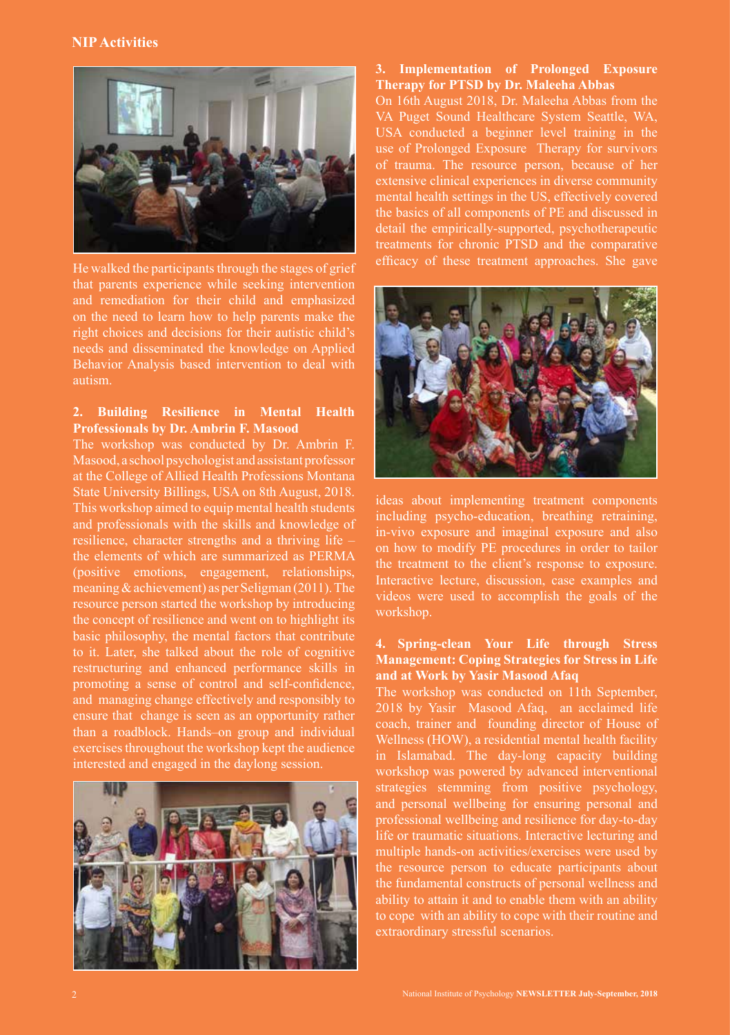## NIP Activities

He walked the participants through the stages of grief that parents experience while seeking intervention and remediation for their child and emphasized on the need to learn how to help parents make the right choices and decisions for their autistic child's needs and disseminated the knowledge on Applied Behavior Analysis based intervention to deal with autism.

### 2. Building Resilience in Mental Health Professionals by Dr. Ambrin F. Masood

The workshop was conducted by Dr. Ambrin F. Masood, a school psychologist and assistant professor at the College of Allied Health Professions Montana State University Billings, USA on 8th August, 2018. This workshop aimed to equip mental health students and professionals with the skills and knowledge of resilience, character strengths and a thriving life – the elements of which are summarized as PERMA (positive emotions, engagement, relationships, meaning & achievement) as per Seligman (2011). The resource person started the workshop by introducing the concept of resilience and went on to highlight its basic philosophy, the mental factors that contribute to it. Later, she talked about the role of cognitive restructuring and enhanced performance skills in promoting a sense of control and self-confidence, and managing change effectively and responsibly to ensure that change is seen as an opportunity rather than a roadblock. Hands–on group and individual exercises throughout the workshop kept the audience interested and engaged in the daylong session.

### 3. Implementation of Prolonged Exposure Therapy for PTSD by Dr. Maleeha Abbas

On 16th August 2018, Dr. Maleeha Abbas from the VA Puget Sound Healthcare System Seattle, WA, USA conducted a beginner level training in the use of Prolonged Exposure Therapy for survivors of trauma. The resource person, because of her extensive clinical experiences in diverse community mental health settings in the US, effectively covered the basics of all components of PE and discussed in detail the empirically-supported, psychotherapeutic treatments for chronic PTSD and the comparative efficacy of these treatment approaches. She gave ideas about implementing treatment components including psycho-education, breathing retraining, in-vivo exposure and imaginal exposure and also on how to modify PE procedures in order to tailor the treatment to the client's response to exposure. Interactive lecture, discussion, case examples and videos were used to accomplish the goals of the workshop.

### 4. Spring-clean Your Life through Stress Management: Coping Strategies for Stress in Life and at Work by Yasir Masood Afaq

The workshop was conducted on 11th September, 2018 by Yasir Masood Afaq, an acclaimed life coach, trainer and founding director of House of Wellness (HOW), a residential mental health facility in Islamabad. The day-long capacity building workshop was powered by advanced interventional strategies stemming from positive psychology, and personal wellbeing for ensuring personal and professional wellbeing and resilience for day-to-day life or traumatic situations. Interactive lecturing and multiple hands-on activities/exercises were used by the resource person to educate participants about the fundamental constructs of personal wellness and ability to attain it and to enable them with an ability to cope with an ability to cope with their routine and extraordinary stressful scenarios.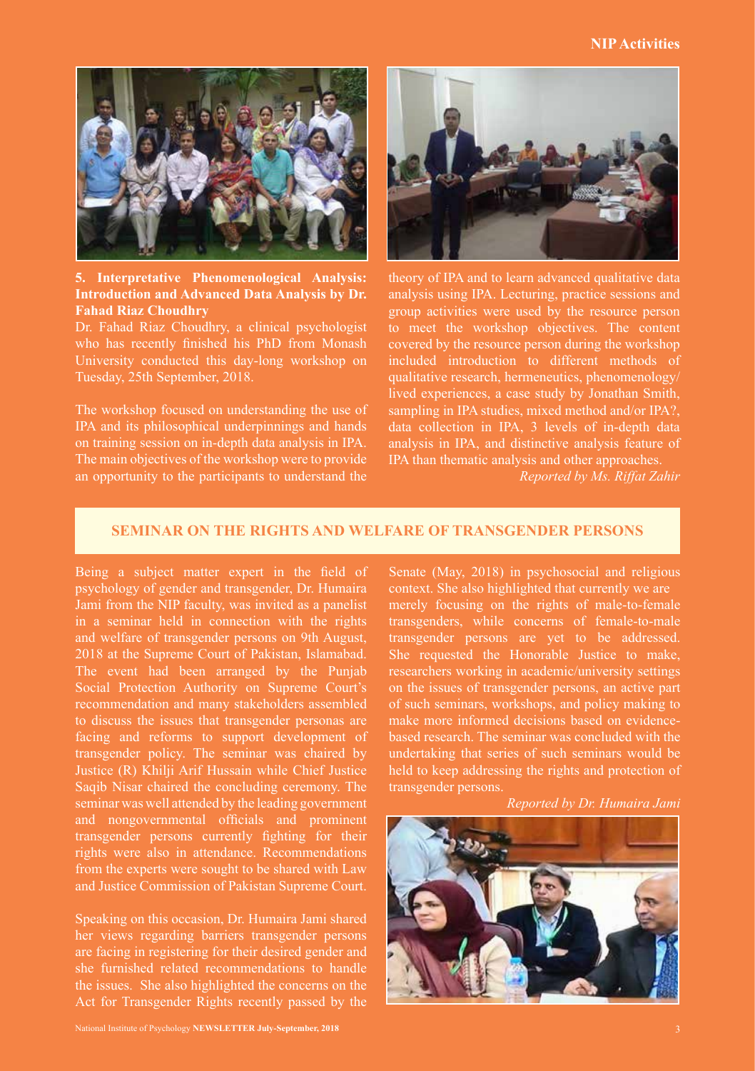### 5. Interpretative Phenomenological Analysis: Introduction and Advanced Data Analysis by Dr. Fahad Riaz Choudhry

Dr. Fahad Riaz Choudhry, a clinical psychologist who has recently finished his PhD from Monash University conducted this day-long workshop on Tuesday, 25th September, 2018.

The workshop focused on understanding the use of IPA and its philosophical underpinnings and hands on training session on in-depth data analysis in IPA. The main objectives of the workshop were to provide an opportunity to the participants to understand the theory of IPA and to learn advanced qualitative data analysis using IPA. Lecturing, practice sessions and group activities were used by the resource person to meet the workshop objectives. The content covered by the resource person during the workshop included introduction to different methods of qualitative research, hermeneutics, phenomenology/lived experiences, a case study by Jonathan Smith, sampling in IPA studies, mixed method and/or IPA?, data collection in IPA, 3 levels of in-depth data analysis in IPA, and distinctive analysis feature of IPA than thematic analysis and other approaches.

*Reported by Ms. Riffat Zahir*

## SEMINAR ON THE RIGHTS AND WELFARE OF TRANSGENDER PERSONS

Being a subject matter expert in the field of psychology of gender and transgender, Dr. Humaira Jami from the NIP faculty, was invited as a panelist in a seminar held in connection with the rights and welfare of transgender persons on 9th August, 2018 at the Supreme Court of Pakistan, Islamabad. The event had been arranged by the Punjab Social Protection Authority on Supreme Court's recommendation and many stakeholders assembled to discuss the issues that transgender personas are facing and reforms to support development of transgender policy. The seminar was chaired by Justice (R) Khilji Arif Hussain while Chief Justice Saqib Nisar chaired the concluding ceremony. The seminar was well attended by the leading government and nongovernmental officials and prominent transgender persons currently fighting for their rights were also in attendance. Recommendations from the experts were sought to be shared with Law and Justice Commission of Pakistan Supreme Court.

Speaking on this occasion, Dr. Humaira Jami shared her views regarding barriers transgender persons are facing in registering for their desired gender and she furnished related recommendations to handle the issues. She also highlighted the concerns on the Act for Transgender Rights recently passed by the Senate (May, 2018) in psychosocial and religious context. She also highlighted that currently we are merely focusing on the rights of male-to-female transgenders, while concerns of female-to-male transgender persons are yet to be addressed. She requested the Honorable Justice to make, researchers working in academic/university settings on the issues of transgender persons, an active part of such seminars, workshops, and policy making to make more informed decisions based on evidence-based research. The seminar was concluded with the undertaking that series of such seminars would be held to keep addressing the rights and protection of transgender persons.

*Reported by Dr. Humaira Jami*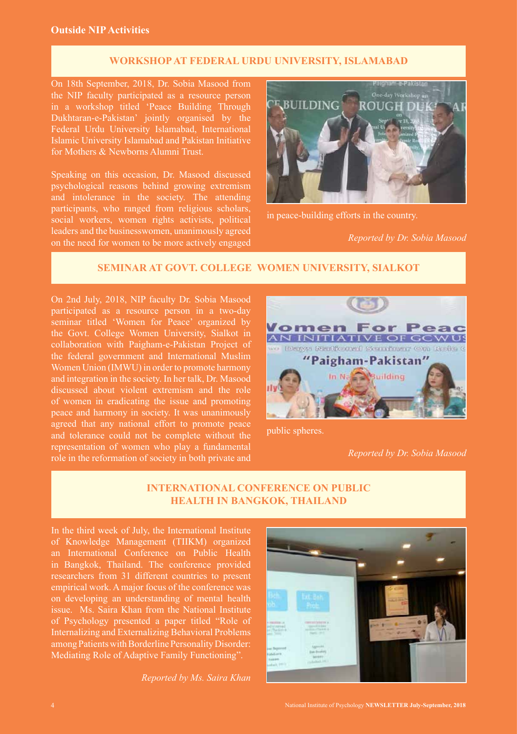## Outside NIP Activities

### WORKSHOP AT FEDERAL URDU UNIVERSITY, ISLAMABAD

On 18th September, 2018, Dr. Sobia Masood from the NIP faculty participated as a resource person in a workshop titled 'Peace Building Through Dukhtaran-e-Pakistan' jointly organised by the Federal Urdu University Islamabad, International Islamic University Islamabad and Pakistan Initiative for Mothers & Newborns Alumni Trust.

Speaking on this occasion, Dr. Masood discussed psychological reasons behind growing extremism and intolerance in the society. The attending participants, who ranged from religious scholars, social workers, women rights activists, political leaders and the businesswomen, unanimously agreed on the need for women to be more actively engaged in peace-building efforts in the country.

*Reported by Dr. Sobia Masood*

### SEMINAR AT GOVT. COLLEGE WOMEN UNIVERSITY, SIALKOT

On 2nd July, 2018, NIP faculty Dr. Sobia Masood participated as a resource person in a two-day seminar titled 'Women for Peace' organized by the Govt. College Women University, Sialkot in collaboration with Paigham-e-Pakistan Project of the federal government and International Muslim Women Union (IMWU) in order to promote harmony and integration in the society. In her talk, Dr. Masood discussed about violent extremism and the role of women in eradicating the issue and promoting peace and harmony in society. It was unanimously agreed that any national effort to promote peace and tolerance could not be complete without the representation of women who play a fundamental role in the reformation of society in both private and public spheres.

*Reported by Dr. Sobia Masood*

### INTERNATIONAL CONFERENCE ON PUBLIC HEALTH IN BANGKOK, THAILAND

In the third week of July, the International Institute of Knowledge Management (TIIKM) organized an International Conference on Public Health in Bangkok, Thailand. The conference provided researchers from 31 different countries to present empirical work. A major focus of the conference was on developing an understanding of mental health issue. Ms. Saira Khan from the National Institute of Psychology presented a paper titled "Role of Internalizing and Externalizing Behavioral Problems among Patients with Borderline Personality Disorder: Mediating Role of Adaptive Family Functioning".

*Reported by Ms. Saira Khan*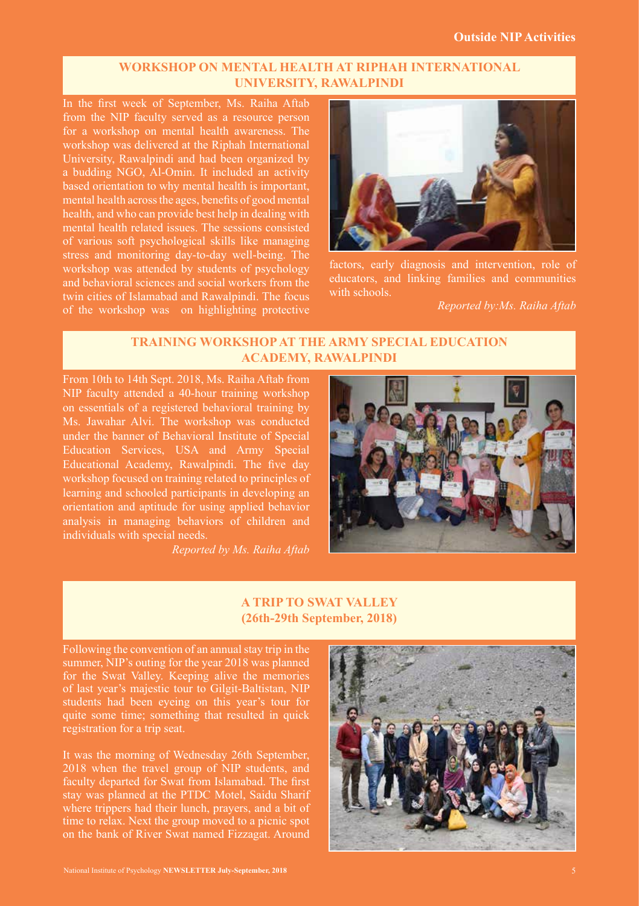## WORKSHOP ON MENTAL HEALTH AT RIPHAH INTERNATIONAL UNIVERSITY, RAWALPINDI

In the first week of September, Ms. Raiha Aftab from the NIP faculty served as a resource person for a workshop on mental health awareness. The workshop was delivered at the Riphah International University, Rawalpindi and had been organized by a budding NGO, Al-Omin. It included an activity based orientation to why mental health is important, mental health across the ages, benefits of good mental health, and who can provide best help in dealing with mental health related issues. The sessions consisted of various soft psychological skills like managing stress and monitoring day-to-day well-being. The workshop was attended by students of psychology and behavioral sciences and social workers from the twin cities of Islamabad and Rawalpindi. The focus of the workshop was on highlighting protective factors, early diagnosis and intervention, role of educators, and linking families and communities with schools.

*Reported by:Ms. Raiha Aftab*

## TRAINING WORKSHOP AT THE ARMY SPECIAL EDUCATION ACADEMY, RAWALPINDI

From 10th to 14th Sept. 2018, Ms. Raiha Aftab from NIP faculty attended a 40-hour training workshop on essentials of a registered behavioral training by Ms. Jawahar Alvi. The workshop was conducted under the banner of Behavioral Institute of Special Education Services, USA and Army Special Educational Academy, Rawalpindi. The five day workshop focused on training related to principles of learning and schooled participants in developing an orientation and aptitude for using applied behavior analysis in managing behaviors of children and individuals with special needs.

*Reported by Ms. Raiha Aftab*

## A TRIP TO SWAT VALLEY (26th-29th September, 2018)

Following the convention of an annual stay trip in the summer, NIP's outing for the year 2018 was planned for the Swat Valley. Keeping alive the memories of last year's majestic tour to Gilgit-Baltistan, NIP students had been eyeing on this year's tour for quite some time; something that resulted in quick registration for a trip seat.

It was the morning of Wednesday 26th September, 2018 when the travel group of NIP students, and faculty departed for Swat from Islamabad. The first stay was planned at the PTDC Motel, Saidu Sharif where trippers had their lunch, prayers, and a bit of time to relax. Next the group moved to a picnic spot on the bank of River Swat named Fizzagat. Around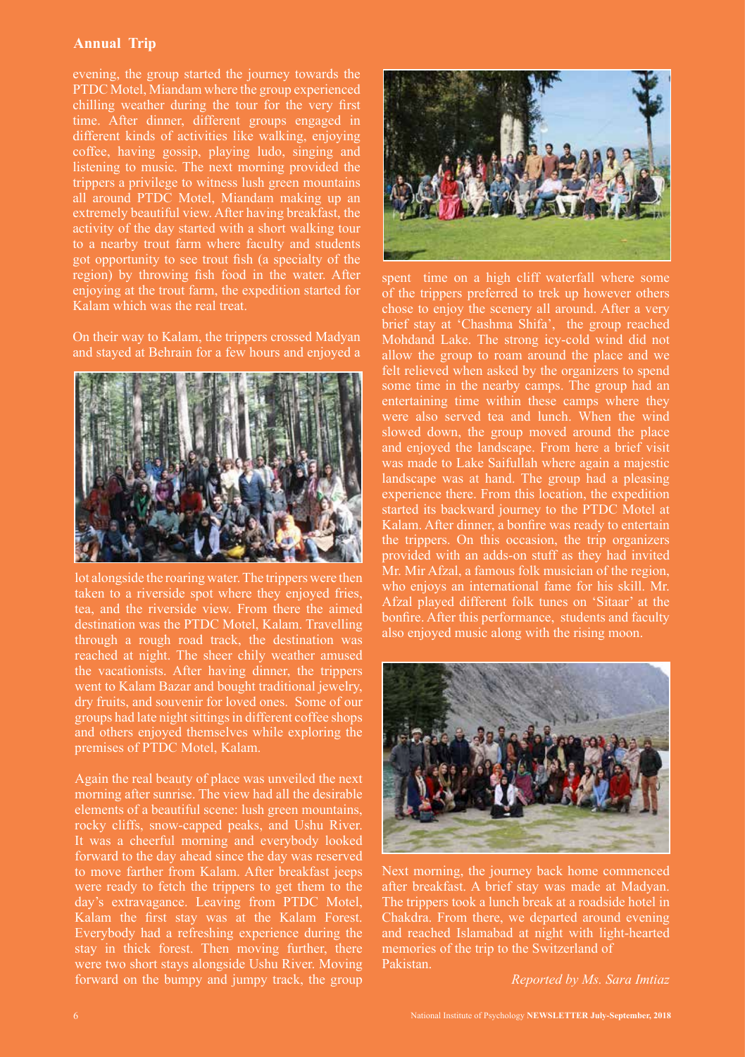## Annual Trip

evening, the group started the journey towards the PTDC Motel, Miandam where the group experienced chilling weather during the tour for the very first time. After dinner, different groups engaged in different kinds of activities like walking, enjoying coffee, having gossip, playing ludo, singing and listening to music. The next morning provided the trippers a privilege to witness lush green mountains all around PTDC Motel, Miandam making up an extremely beautiful view. After having breakfast, the activity of the day started with a short walking tour to a nearby trout farm where faculty and students got opportunity to see trout fish (a specialty of the region) by throwing fish food in the water. After enjoying at the trout farm, the expedition started for Kalam which was the real treat.

On their way to Kalam, the trippers crossed Madyan and stayed at Behrain for a few hours and enjoyed a lot alongside the roaring water. The trippers were then taken to a riverside spot where they enjoyed fries, tea, and the riverside view. From there the aimed destination was the PTDC Motel, Kalam. Travelling through a rough road track, the destination was reached at night. The sheer chily weather amused the vacationists. After having dinner, the trippers went to Kalam Bazar and bought traditional jewelry, dry fruits, and souvenir for loved ones. Some of our groups had late night sittings in different coffee shops and others enjoyed themselves while exploring the premises of PTDC Motel, Kalam.

Again the real beauty of place was unveiled the next morning after sunrise. The view had all the desirable elements of a beautiful scene: lush green mountains, rocky cliffs, snow-capped peaks, and Ushu River. It was a cheerful morning and everybody looked forward to the day ahead since the day was reserved to move farther from Kalam. After breakfast jeeps were ready to fetch the trippers to get them to the day's extravaganze. Leaving from PTDC Motel, Kalam the first stay was at the Kalam Forest. Everybody had a refreshing experience during the stay in thick forest. Then moving further, there were two short stays alongside Ushu River. Moving forward on the bumpy and jumpy track, the group spent time on a high cliff waterfall where some of the trippers preferred to trek up however others chose to enjoy the scenery all around. After a very brief stay at 'Chashma Shifa', the group reached Mohdand Lake. The strong icy-cold wind did not allow the group to roam around the place and we felt relieved when asked by the organizers to spend some time in the nearby camps. The group had an entertaining time within these camps where they were also served tea and lunch. When the wind slowed down, the group moved around the place and enjoyed the landscape. From here a brief visit was made to Lake Saifullah where again a majestic landscape was at hand. The group had a pleasing experience there. From this location, the expedition started its backward journey to the PTDC Motel at Kalam. After dinner, a bonfire was ready to entertain the trippers. On this occasion, the trip organizers provided with an adds-on stuff as they had invited Mr. Mir Afzal, a famous folk musician of the region, who enjoys an international fame for his skill. Mr. Afzal played different folk tunes on 'Sitaar' at the bonfire. After this performance, students and faculty also enjoyed music along with the rising moon.

Next morning, the journey back home commenced after breakfast. A brief stay was made at Madyan. The trippers took a lunch break at a roadside hotel in Chakdra. From there, we departed around evening and reached Islamabad at night with light-hearted memories of the trip to the Switzerland of Pakistan.

*Reported by Ms. Sara Imtiaz*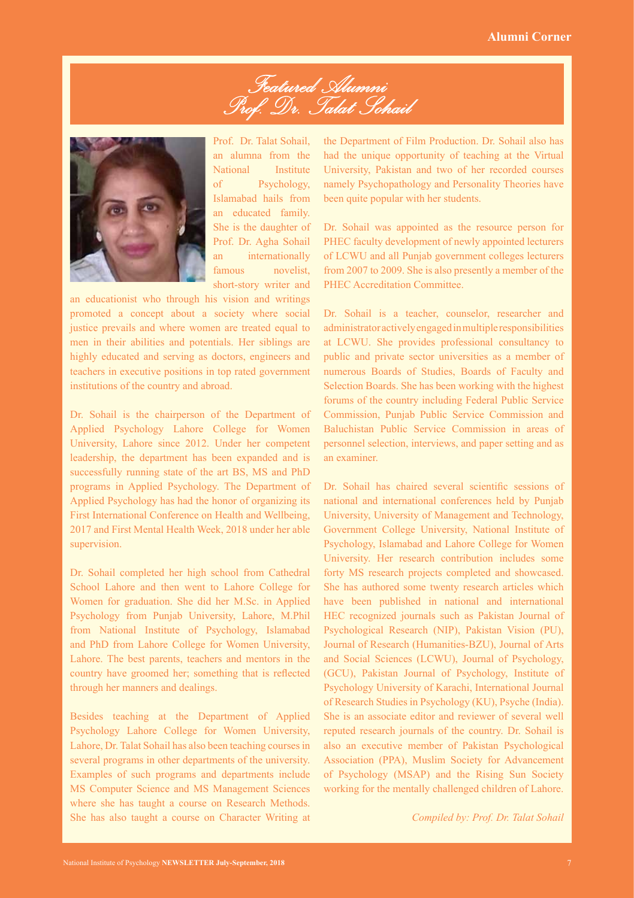# Featured Alumni
## Prof. Dr. Talat Sohail

Prof. Dr. Talat Sohail, an alumna from the National Institute of Psychology, Islamabad hails from an educated family. She is the daughter of Prof. Dr. Agha Sohail an internationally famous novelist, short-story writer and an educationist who through his vision and writings promoted a concept about a society where social justice prevails and where women are treated equal to men in their abilities and potentials. Her siblings are highly educated and serving as doctors, engineers and teachers in executive positions in top rated government institutions of the country and abroad.

Dr. Sohail is the chairperson of the Department of Applied Psychology Lahore College for Women University, Lahore since 2012. Under her competent leadership, the department has been expanded and is successfully running state of the art BS, MS and PhD programs in Applied Psychology. The Department of Applied Psychology has had the honor of organizing its First International Conference on Health and Wellbeing, 2017 and First Mental Health Week, 2018 under her able supervision.

Dr. Sohail completed her high school from Cathedral School Lahore and then went to Lahore College for Women for graduation. She did her M.Sc. in Applied Psychology from Punjab University, Lahore, M.Phil from National Institute of Psychology, Islamabad and PhD from Lahore College for Women University, Lahore. The best parents, teachers and mentors in the country have groomed her; something that is reflected through her manners and dealings.

Besides teaching at the Department of Applied Psychology Lahore College for Women University, Lahore, Dr. Talat Sohail has also been teaching courses in several programs in other departments of the university. Examples of such programs and departments include MS Computer Science and MS Management Sciences where she has taught a course on Research Methods. She has also taught a course on Character Writing at the Department of Film Production. Dr. Sohail also has had the unique opportunity of teaching at the Virtual University, Pakistan and two of her recorded courses namely Psychopathology and Personality Theories have been quite popular with her students.

Dr. Sohail was appointed as the resource person for PHEC faculty development of newly appointed lecturers of LCWU and all Punjab government colleges lecturers from 2007 to 2009. She is also presently a member of the PHEC Accreditation Committee.

Dr. Sohail is a teacher, counselor, researcher and administrator actively engaged in multiple responsibilities at LCWU. She provides professional consultancy to public and private sector universities as a member of numerous Boards of Studies, Boards of Faculty and Selection Boards. She has been working with the highest forums of the country including Federal Public Service Commission, Punjab Public Service Commission and Baluchistan Public Service Commission in areas of personnel selection, interviews, and paper setting and as an examiner.

Dr. Sohail has chaired several scientific sessions of national and international conferences held by Punjab University, University of Management and Technology, Government College University, National Institute of Psychology, Islamabad and Lahore College for Women University. Her research contribution includes some forty MS research projects completed and showcased. She has authored some twenty research articles which have been published in national and international HEC recognized journals such as Pakistan Journal of Psychological Research (NIP), Pakistan Vision (PU), Journal of Research (Humanities-BZU), Journal of Arts and Social Sciences (LCWU), Journal of Psychology, (GCU), Pakistan Journal of Psychology, Institute of Psychology University of Karachi, International Journal of Research Studies in Psychology (KU), Psyche (India). She is an associate editor and reviewer of several well reputed research journals of the country. Dr. Sohail is also an executive member of Pakistan Psychological Association (PPA), Muslim Society for Advancement of Psychology (MSAP) and the Rising Sun Society working for the mentally challenged children of Lahore.

*Compiled by: Prof. Dr. Talat Sohail*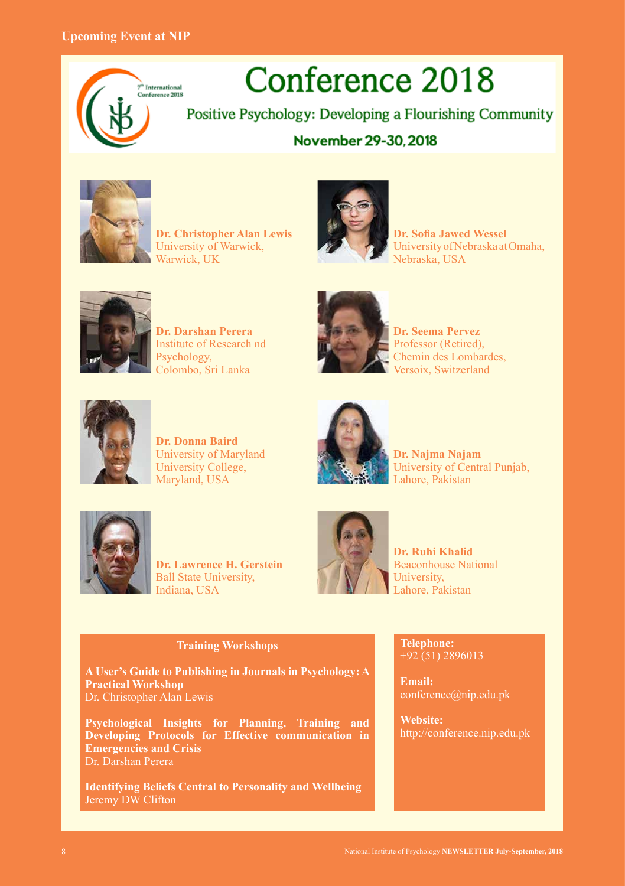## Upcoming Event at NIP

7th International Conference 2018

# Conference 2018

### Positive Psychology: Developing a Flourishing Community

**November 29-30, 2018**

**Dr. Christopher Alan Lewis**
University of Warwick,
Warwick, UK

**Dr. Sofia Jawed Wessel**
University of Nebraska at Omaha,
Nebraska, USA

**Dr. Darshan Perera**
Institute of Research nd Psychology,
Colombo, Sri Lanka

**Dr. Seema Pervez**
Professor (Retired),
Chemin des Lombardes,
Versoix, Switzerland

**Dr. Donna Baird**
University of Maryland University College,
Maryland, USA

**Dr. Najma Najam**
University of Central Punjab,
Lahore, Pakistan

**Dr. Lawrence H. Gerstein**
Ball State University,
Indiana, USA

**Dr. Ruhi Khalid**
Beaconhouse National University,
Lahore, Pakistan

### Training Workshops

**A User's Guide to Publishing in Journals in Psychology: A Practical Workshop**
Dr. Christopher Alan Lewis

**Psychological Insights for Planning, Training and Developing Protocols for Effective communication in Emergencies and Crisis**
Dr. Darshan Perera

**Identifying Beliefs Central to Personality and Wellbeing**
Jeremy DW Clifton

**Telephone:**
+92 (51) 2896013

**Email:**
conference@nip.edu.pk

**Website:**
http://conference.nip.edu.pk